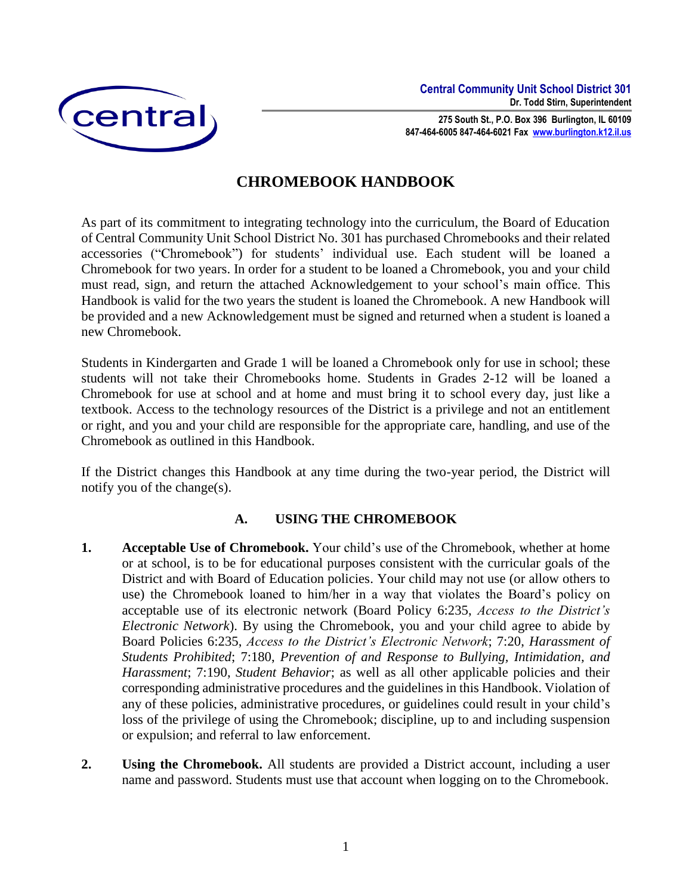**Central Community Unit School District 301**
**Dr. Todd Stirn, Superintendent**

**275 South St., P.O. Box 396 Burlington, IL 60109**
**847-464-6005 847-464-6021 Fax [www.burlington.k12.il.us](http://www.burlington.k12.il.us)**

# CHROMEBOOK HANDBOOK

As part of its commitment to integrating technology into the curriculum, the Board of Education of Central Community Unit School District No. 301 has purchased Chromebooks and their related accessories ("Chromebook") for students' individual use. Each student will be loaned a Chromebook for two years. In order for a student to be loaned a Chromebook, you and your child must read, sign, and return the attached Acknowledgement to your school's main office. This Handbook is valid for the two years the student is loaned the Chromebook. A new Handbook will be provided and a new Acknowledgement must be signed and returned when a student is loaned a new Chromebook.

Students in Kindergarten and Grade 1 will be loaned a Chromebook only for use in school; these students will not take their Chromebooks home. Students in Grades 2-12 will be loaned a Chromebook for use at school and at home and must bring it to school every day, just like a textbook. Access to the technology resources of the District is a privilege and not an entitlement or right, and you and your child are responsible for the appropriate care, handling, and use of the Chromebook as outlined in this Handbook.

If the District changes this Handbook at any time during the two-year period, the District will notify you of the change(s).

## A. USING THE CHROMEBOOK

1. **Acceptable Use of Chromebook.** Your child's use of the Chromebook, whether at home or at school, is to be for educational purposes consistent with the curricular goals of the District and with Board of Education policies. Your child may not use (or allow others to use) the Chromebook loaned to him/her in a way that violates the Board's policy on acceptable use of its electronic network (Board Policy 6:235, *Access to the District's Electronic Network*). By using the Chromebook, you and your child agree to abide by Board Policies 6:235, *Access to the District's Electronic Network*; 7:20, *Harassment of Students Prohibited*; 7:180, *Prevention of and Response to Bullying, Intimidation, and Harassment*; 7:190, *Student Behavior*; as well as all other applicable policies and their corresponding administrative procedures and the guidelines in this Handbook. Violation of any of these policies, administrative procedures, or guidelines could result in your child's loss of the privilege of using the Chromebook; discipline, up to and including suspension or expulsion; and referral to law enforcement.

2. **Using the Chromebook.** All students are provided a District account, including a user name and password. Students must use that account when logging on to the Chromebook.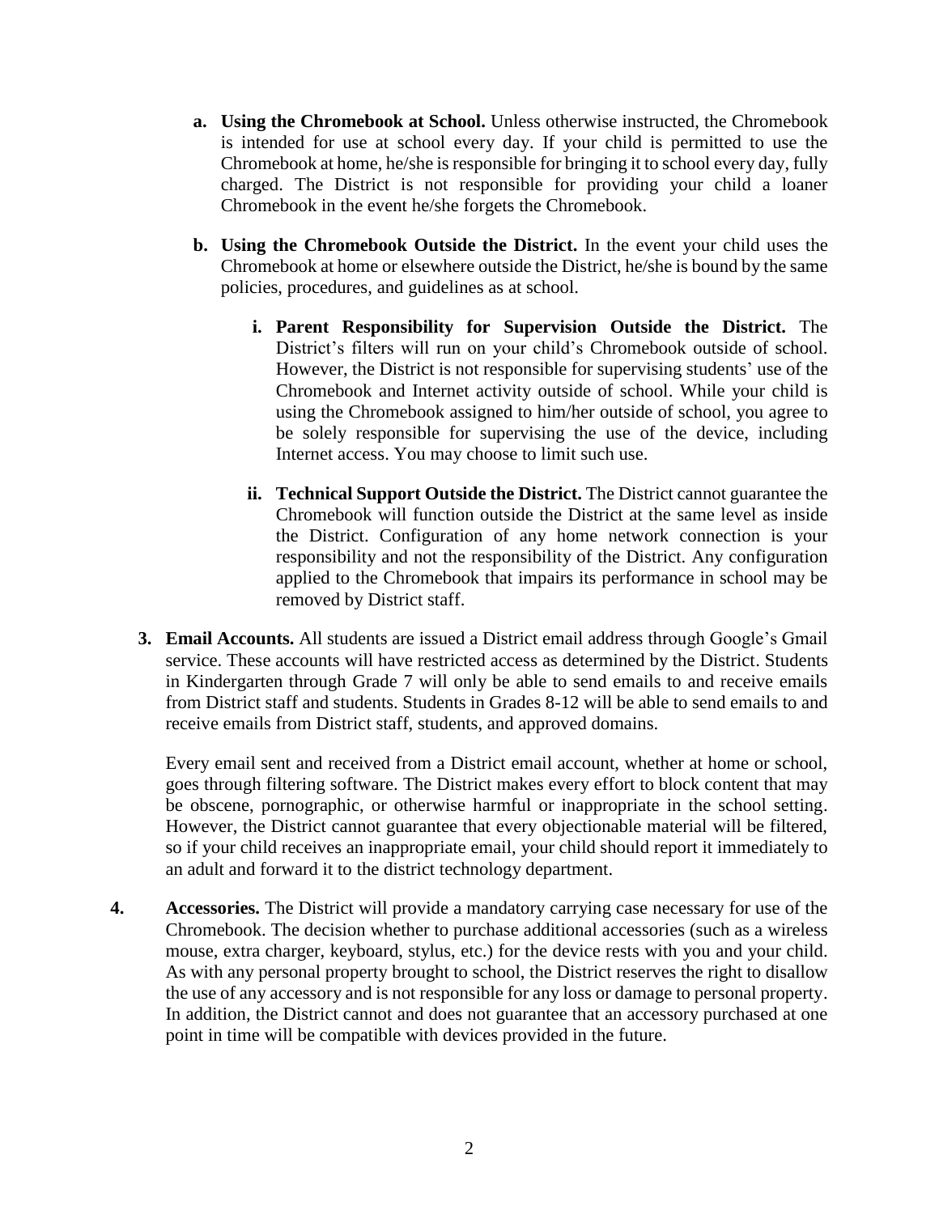a. **Using the Chromebook at School.** Unless otherwise instructed, the Chromebook is intended for use at school every day. If your child is permitted to use the Chromebook at home, he/she is responsible for bringing it to school every day, fully charged. The District is not responsible for providing your child a loaner Chromebook in the event he/she forgets the Chromebook.

b. **Using the Chromebook Outside the District.** In the event your child uses the Chromebook at home or elsewhere outside the District, he/she is bound by the same policies, procedures, and guidelines as at school.

   i. **Parent Responsibility for Supervision Outside the District.** The District's filters will run on your child's Chromebook outside of school. However, the District is not responsible for supervising students' use of the Chromebook and Internet activity outside of school. While your child is using the Chromebook assigned to him/her outside of school, you agree to be solely responsible for supervising the use of the device, including Internet access. You may choose to limit such use.

   ii. **Technical Support Outside the District.** The District cannot guarantee the Chromebook will function outside the District at the same level as inside the District. Configuration of any home network connection is your responsibility and not the responsibility of the District. Any configuration applied to the Chromebook that impairs its performance in school may be removed by District staff.

3. **Email Accounts.** All students are issued a District email address through Google's Gmail service. These accounts will have restricted access as determined by the District. Students in Kindergarten through Grade 7 will only be able to send emails to and receive emails from District staff and students. Students in Grades 8-12 will be able to send emails to and receive emails from District staff, students, and approved domains.

   Every email sent and received from a District email account, whether at home or school, goes through filtering software. The District makes every effort to block content that may be obscene, pornographic, or otherwise harmful or inappropriate in the school setting. However, the District cannot guarantee that every objectionable material will be filtered, so if your child receives an inappropriate email, your child should report it immediately to an adult and forward it to the district technology department.

4. **Accessories.** The District will provide a mandatory carrying case necessary for use of the Chromebook. The decision whether to purchase additional accessories (such as a wireless mouse, extra charger, keyboard, stylus, etc.) for the device rests with you and your child. As with any personal property brought to school, the District reserves the right to disallow the use of any accessory and is not responsible for any loss or damage to personal property. In addition, the District cannot and does not guarantee that an accessory purchased at one point in time will be compatible with devices provided in the future.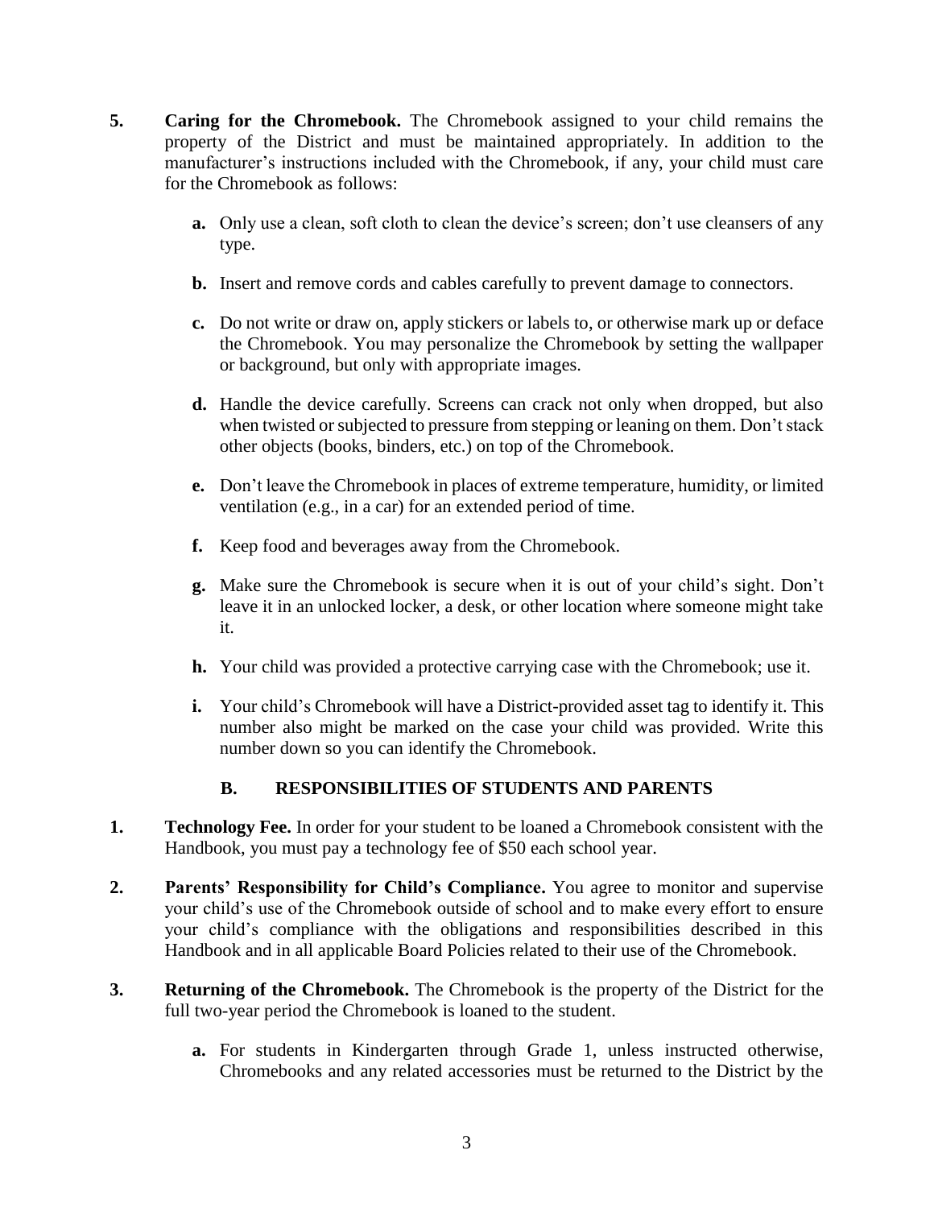5. **Caring for the Chromebook.** The Chromebook assigned to your child remains the property of the District and must be maintained appropriately. In addition to the manufacturer's instructions included with the Chromebook, if any, your child must care for the Chromebook as follows:

   **a.** Only use a clean, soft cloth to clean the device's screen; don't use cleansers of any type.

   **b.** Insert and remove cords and cables carefully to prevent damage to connectors.

   **c.** Do not write or draw on, apply stickers or labels to, or otherwise mark up or deface the Chromebook. You may personalize the Chromebook by setting the wallpaper or background, but only with appropriate images.

   **d.** Handle the device carefully. Screens can crack not only when dropped, but also when twisted or subjected to pressure from stepping or leaning on them. Don't stack other objects (books, binders, etc.) on top of the Chromebook.

   **e.** Don't leave the Chromebook in places of extreme temperature, humidity, or limited ventilation (e.g., in a car) for an extended period of time.

   **f.** Keep food and beverages away from the Chromebook.

   **g.** Make sure the Chromebook is secure when it is out of your child's sight. Don't leave it in an unlocked locker, a desk, or other location where someone might take it.

   **h.** Your child was provided a protective carrying case with the Chromebook; use it.

   **i.** Your child's Chromebook will have a District-provided asset tag to identify it. This number also might be marked on the case your child was provided. Write this number down so you can identify the Chromebook.

## B. RESPONSIBILITIES OF STUDENTS AND PARENTS

1. **Technology Fee.** In order for your student to be loaned a Chromebook consistent with the Handbook, you must pay a technology fee of $50 each school year.

2. **Parents' Responsibility for Child's Compliance.** You agree to monitor and supervise your child's use of the Chromebook outside of school and to make every effort to ensure your child's compliance with the obligations and responsibilities described in this Handbook and in all applicable Board Policies related to their use of the Chromebook.

3. **Returning of the Chromebook.** The Chromebook is the property of the District for the full two-year period the Chromebook is loaned to the student.

   **a.** For students in Kindergarten through Grade 1, unless instructed otherwise, Chromebooks and any related accessories must be returned to the District by the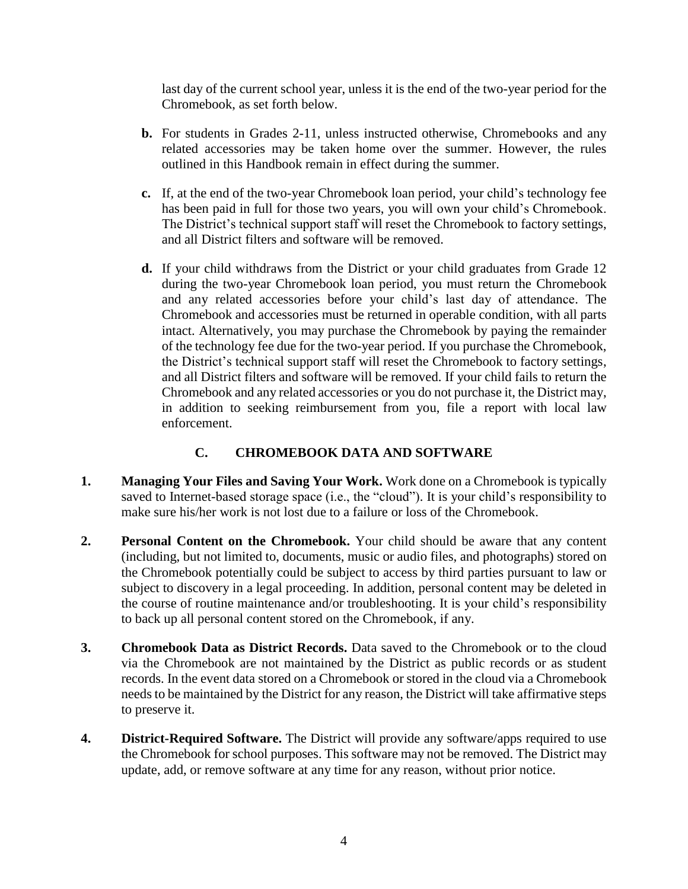last day of the current school year, unless it is the end of the two-year period for the Chromebook, as set forth below.

**b.** For students in Grades 2-11, unless instructed otherwise, Chromebooks and any related accessories may be taken home over the summer. However, the rules outlined in this Handbook remain in effect during the summer.

**c.** If, at the end of the two-year Chromebook loan period, your child's technology fee has been paid in full for those two years, you will own your child's Chromebook. The District's technical support staff will reset the Chromebook to factory settings, and all District filters and software will be removed.

**d.** If your child withdraws from the District or your child graduates from Grade 12 during the two-year Chromebook loan period, you must return the Chromebook and any related accessories before your child's last day of attendance. The Chromebook and accessories must be returned in operable condition, with all parts intact. Alternatively, you may purchase the Chromebook by paying the remainder of the technology fee due for the two-year period. If you purchase the Chromebook, the District's technical support staff will reset the Chromebook to factory settings, and all District filters and software will be removed. If your child fails to return the Chromebook and any related accessories or you do not purchase it, the District may, in addition to seeking reimbursement from you, file a report with local law enforcement.

## C. CHROMEBOOK DATA AND SOFTWARE

**1. Managing Your Files and Saving Your Work.** Work done on a Chromebook is typically saved to Internet-based storage space (i.e., the "cloud"). It is your child's responsibility to make sure his/her work is not lost due to a failure or loss of the Chromebook.

**2. Personal Content on the Chromebook.** Your child should be aware that any content (including, but not limited to, documents, music or audio files, and photographs) stored on the Chromebook potentially could be subject to access by third parties pursuant to law or subject to discovery in a legal proceeding. In addition, personal content may be deleted in the course of routine maintenance and/or troubleshooting. It is your child's responsibility to back up all personal content stored on the Chromebook, if any.

**3. Chromebook Data as District Records.** Data saved to the Chromebook or to the cloud via the Chromebook are not maintained by the District as public records or as student records. In the event data stored on a Chromebook or stored in the cloud via a Chromebook needs to be maintained by the District for any reason, the District will take affirmative steps to preserve it.

**4. District-Required Software.** The District will provide any software/apps required to use the Chromebook for school purposes. This software may not be removed. The District may update, add, or remove software at any time for any reason, without prior notice.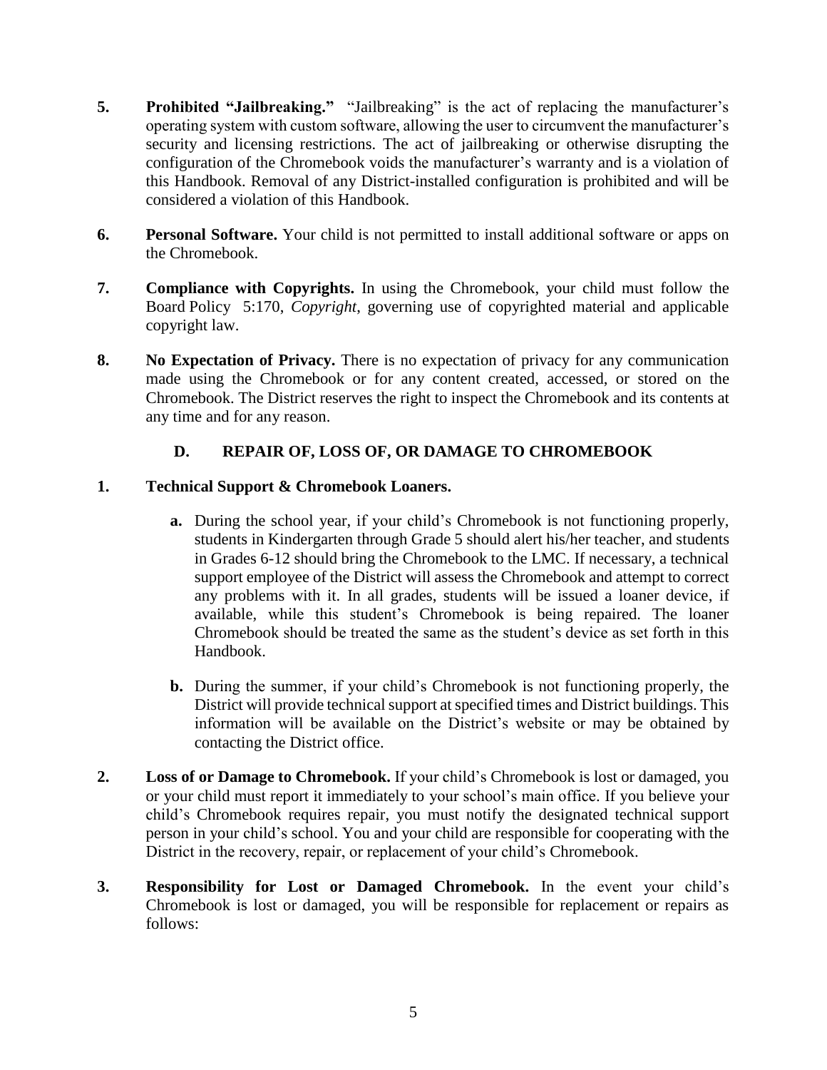**5. Prohibited "Jailbreaking."** "Jailbreaking" is the act of replacing the manufacturer's operating system with custom software, allowing the user to circumvent the manufacturer's security and licensing restrictions. The act of jailbreaking or otherwise disrupting the configuration of the Chromebook voids the manufacturer's warranty and is a violation of this Handbook. Removal of any District-installed configuration is prohibited and will be considered a violation of this Handbook.

**6. Personal Software.** Your child is not permitted to install additional software or apps on the Chromebook.

**7. Compliance with Copyrights.** In using the Chromebook, your child must follow the Board Policy 5:170, *Copyright*, governing use of copyrighted material and applicable copyright law.

**8. No Expectation of Privacy.** There is no expectation of privacy for any communication made using the Chromebook or for any content created, accessed, or stored on the Chromebook. The District reserves the right to inspect the Chromebook and its contents at any time and for any reason.

## D. REPAIR OF, LOSS OF, OR DAMAGE TO CHROMEBOOK

**1. Technical Support & Chromebook Loaners.**

- **a.** During the school year, if your child's Chromebook is not functioning properly, students in Kindergarten through Grade 5 should alert his/her teacher, and students in Grades 6-12 should bring the Chromebook to the LMC. If necessary, a technical support employee of the District will assess the Chromebook and attempt to correct any problems with it. In all grades, students will be issued a loaner device, if available, while this student's Chromebook is being repaired. The loaner Chromebook should be treated the same as the student's device as set forth in this Handbook.

- **b.** During the summer, if your child's Chromebook is not functioning properly, the District will provide technical support at specified times and District buildings. This information will be available on the District's website or may be obtained by contacting the District office.

**2. Loss of or Damage to Chromebook.** If your child's Chromebook is lost or damaged, you or your child must report it immediately to your school's main office. If you believe your child's Chromebook requires repair, you must notify the designated technical support person in your child's school. You and your child are responsible for cooperating with the District in the recovery, repair, or replacement of your child's Chromebook.

**3. Responsibility for Lost or Damaged Chromebook.** In the event your child's Chromebook is lost or damaged, you will be responsible for replacement or repairs as follows: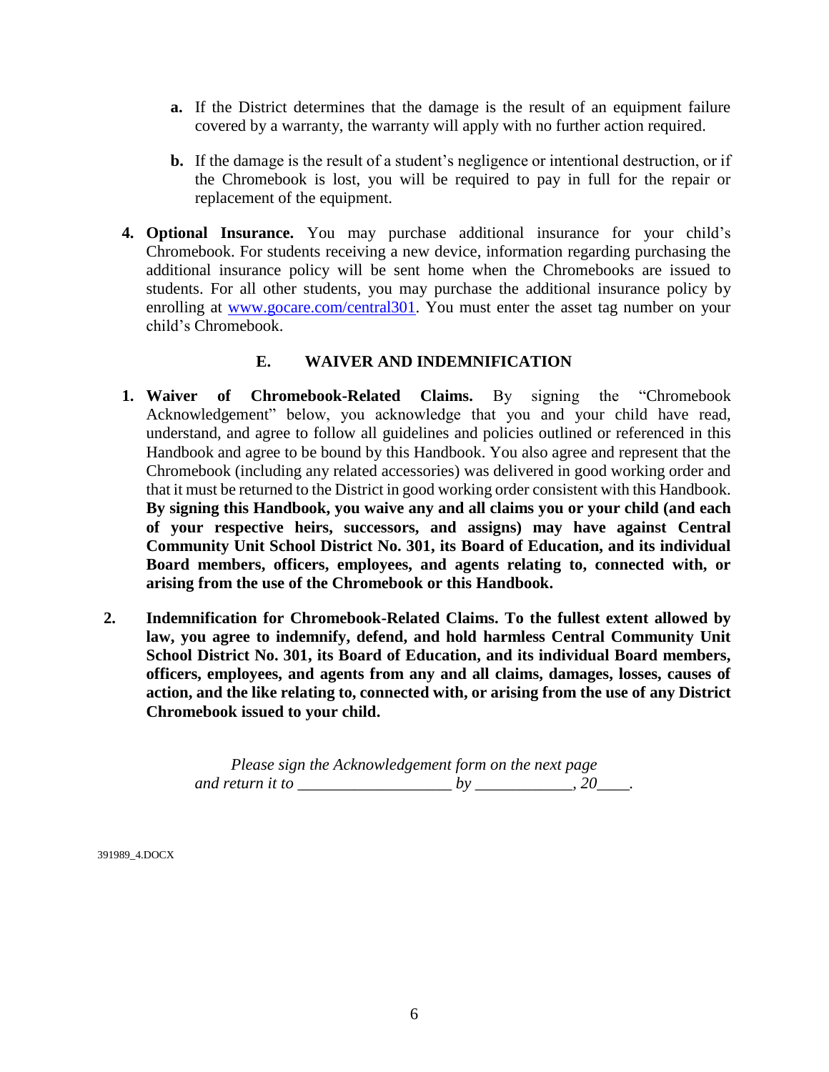**a.** If the District determines that the damage is the result of an equipment failure covered by a warranty, the warranty will apply with no further action required.

**b.** If the damage is the result of a student's negligence or intentional destruction, or if the Chromebook is lost, you will be required to pay in full for the repair or replacement of the equipment.

**4. Optional Insurance.** You may purchase additional insurance for your child's Chromebook. For students receiving a new device, information regarding purchasing the additional insurance policy will be sent home when the Chromebooks are issued to students. For all other students, you may purchase the additional insurance policy by enrolling at [www.gocare.com/central301](http://www.gocare.com/central301). You must enter the asset tag number on your child's Chromebook.

## E. WAIVER AND INDEMNIFICATION

**1. Waiver of Chromebook-Related Claims.** By signing the "Chromebook Acknowledgement" below, you acknowledge that you and your child have read, understand, and agree to follow all guidelines and policies outlined or referenced in this Handbook and agree to be bound by this Handbook. You also agree and represent that the Chromebook (including any related accessories) was delivered in good working order and that it must be returned to the District in good working order consistent with this Handbook. **By signing this Handbook, you waive any and all claims you or your child (and each of your respective heirs, successors, and assigns) may have against Central Community Unit School District No. 301, its Board of Education, and its individual Board members, officers, employees, and agents relating to, connected with, or arising from the use of the Chromebook or this Handbook.**

**2. Indemnification for Chromebook-Related Claims. To the fullest extent allowed by law, you agree to indemnify, defend, and hold harmless Central Community Unit School District No. 301, its Board of Education, and its individual Board members, officers, employees, and agents from any and all claims, damages, losses, causes of action, and the like relating to, connected with, or arising from the use of any District Chromebook issued to your child.**

*Please sign the Acknowledgement form on the next page and return it to __________________ by ____________, 20____.*

391989_4.DOCX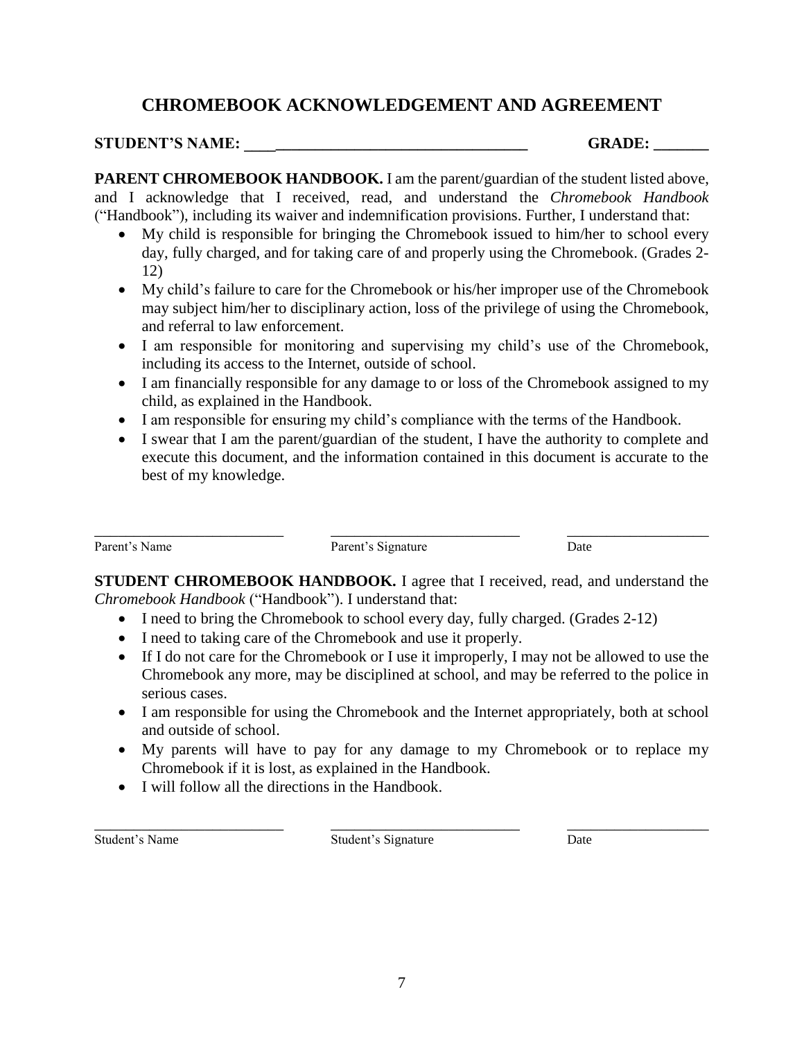# CHROMEBOOK ACKNOWLEDGEMENT AND AGREEMENT

**STUDENT'S NAME: \_\_\_\_\_\_\_\_\_\_\_\_\_\_\_\_\_\_\_\_\_\_\_\_\_\_\_\_\_\_\_\_\_\_\_\_\_\_ GRADE: \_\_\_\_\_\_\_**

**PARENT CHROMEBOOK HANDBOOK.** I am the parent/guardian of the student listed above, and I acknowledge that I received, read, and understand the *Chromebook Handbook* ("Handbook"), including its waiver and indemnification provisions. Further, I understand that:

- My child is responsible for bringing the Chromebook issued to him/her to school every day, fully charged, and for taking care of and properly using the Chromebook. (Grades 2-12)
- My child's failure to care for the Chromebook or his/her improper use of the Chromebook may subject him/her to disciplinary action, loss of the privilege of using the Chromebook, and referral to law enforcement.
- I am responsible for monitoring and supervising my child's use of the Chromebook, including its access to the Internet, outside of school.
- I am financially responsible for any damage to or loss of the Chromebook assigned to my child, as explained in the Handbook.
- I am responsible for ensuring my child's compliance with the terms of the Handbook.
- I swear that I am the parent/guardian of the student, I have the authority to complete and execute this document, and the information contained in this document is accurate to the best of my knowledge.

\_\_\_\_\_\_\_\_\_\_\_\_\_\_\_\_\_\_\_\_\_\_\_\_\_\_ \_\_\_\_\_\_\_\_\_\_\_\_\_\_\_\_\_\_\_\_\_\_\_\_\_\_ \_\_\_\_\_\_\_\_\_\_\_\_\_\_\_\_\_\_\_\_

Parent's Name        Parent's Signature        Date

**STUDENT CHROMEBOOK HANDBOOK.** I agree that I received, read, and understand the *Chromebook Handbook* ("Handbook"). I understand that:

- I need to bring the Chromebook to school every day, fully charged. (Grades 2-12)
- I need to taking care of the Chromebook and use it properly.
- If I do not care for the Chromebook or I use it improperly, I may not be allowed to use the Chromebook any more, may be disciplined at school, and may be referred to the police in serious cases.
- I am responsible for using the Chromebook and the Internet appropriately, both at school and outside of school.
- My parents will have to pay for any damage to my Chromebook or to replace my Chromebook if it is lost, as explained in the Handbook.
- I will follow all the directions in the Handbook.

\_\_\_\_\_\_\_\_\_\_\_\_\_\_\_\_\_\_\_\_\_\_\_\_\_\_ \_\_\_\_\_\_\_\_\_\_\_\_\_\_\_\_\_\_\_\_\_\_\_\_\_\_ \_\_\_\_\_\_\_\_\_\_\_\_\_\_\_\_\_\_\_\_

Student's Name        Student's Signature        Date